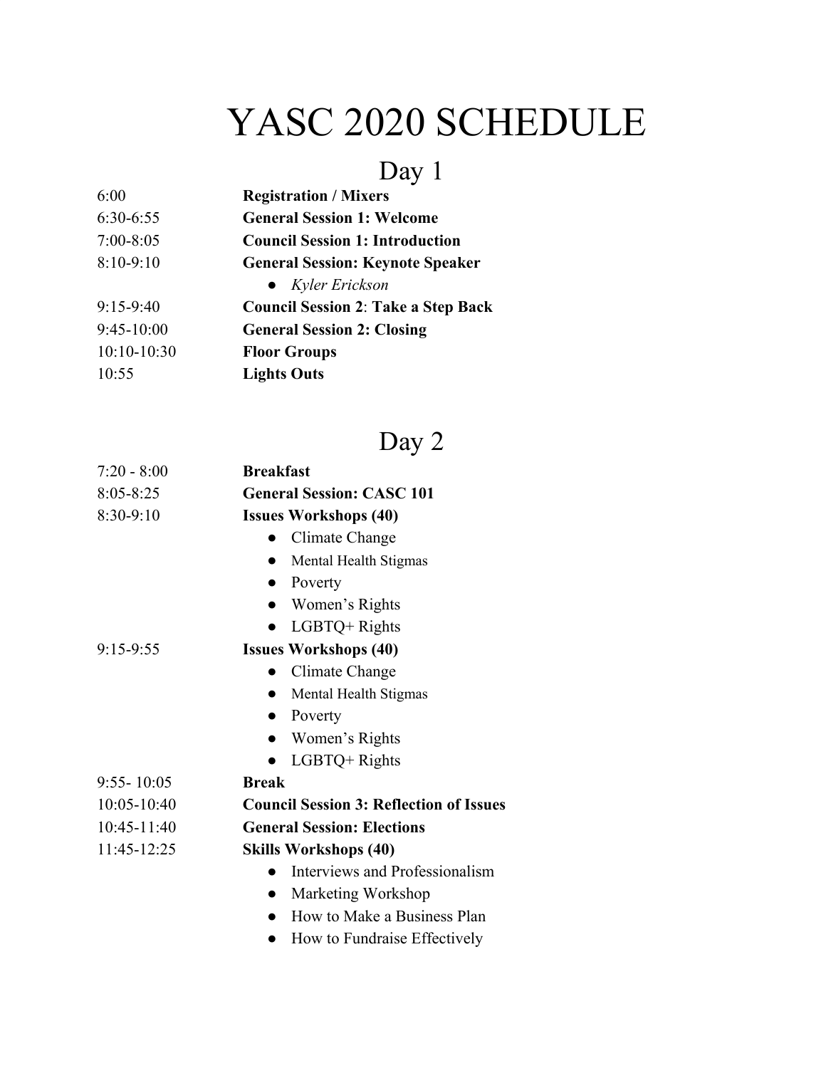# YASC 2020 SCHEDULE

## Day 1

| | |
|---|---|
| 6:00 | **Registration / Mixers** |
| 6:30-6:55 | **General Session 1: Welcome** |
| 7:00-8:05 | **Council Session 1: Introduction** |
| 8:10-9:10 | **General Session: Keynote Speaker**<br>● *Kyler Erickson* |
| 9:15-9:40 | **Council Session 2**: **Take a Step Back** |
| 9:45-10:00 | **General Session 2: Closing** |
| 10:10-10:30 | **Floor Groups** |
| 10:55 | **Lights Outs** |

## Day 2

| | |
|---|---|
| 7:20 - 8:00 | **Breakfast** |
| 8:05-8:25 | **General Session: CASC 101** |
| 8:30-9:10 | **Issues Workshops (40)**<br>● Climate Change<br>● Mental Health Stigmas<br>● Poverty<br>● Women's Rights<br>● LGBTQ+ Rights |
| 9:15-9:55 | **Issues Workshops (40)**<br>● Climate Change<br>● Mental Health Stigmas<br>● Poverty<br>● Women's Rights<br>● LGBTQ+ Rights |
| 9:55- 10:05 | **Break** |
| 10:05-10:40 | **Council Session 3: Reflection of Issues** |
| 10:45-11:40 | **General Session: Elections** |
| 11:45-12:25 | **Skills Workshops (40)**<br>● Interviews and Professionalism<br>● Marketing Workshop<br>● How to Make a Business Plan<br>● How to Fundraise Effectively |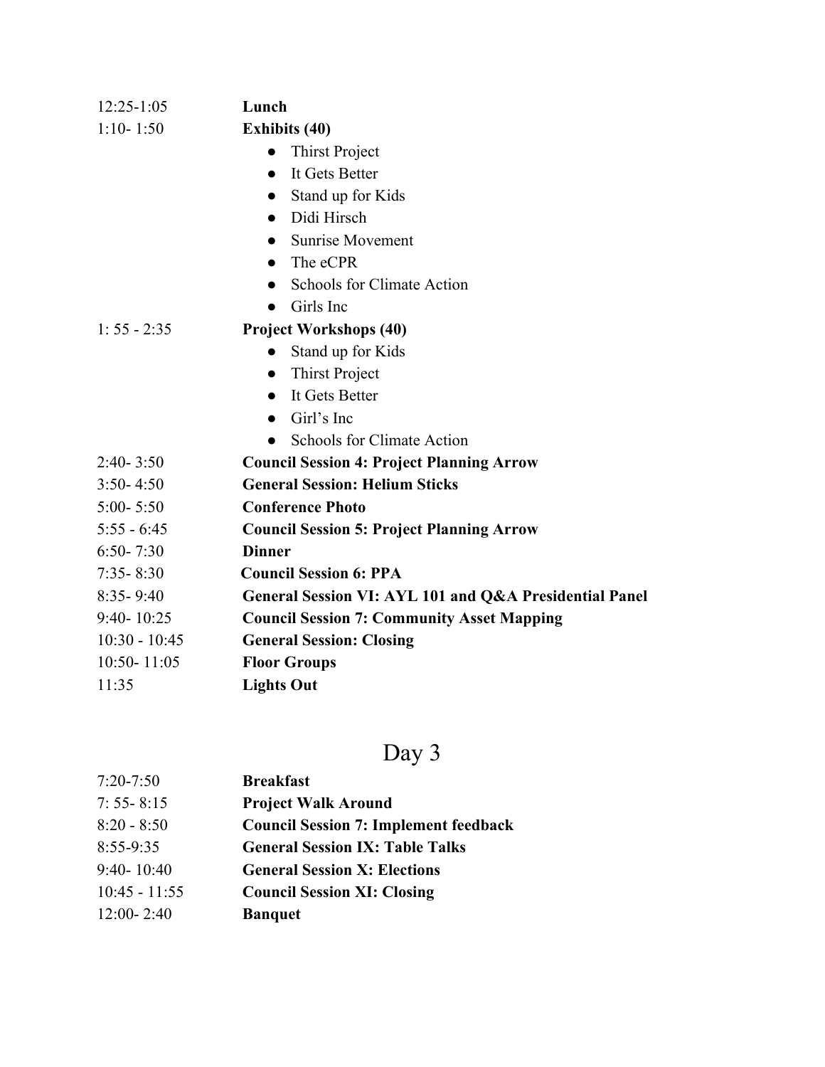| | |
|---|---|
| 12:25-1:05 | **Lunch** |
| 1:10- 1:50 | **Exhibits (40)**<br>● Thirst Project<br>● It Gets Better<br>● Stand up for Kids<br>● Didi Hirsch<br>● Sunrise Movement<br>● The eCPR<br>● Schools for Climate Action<br>● Girls Inc |
| 1: 55 - 2:35 | **Project Workshops (40)**<br>● Stand up for Kids<br>● Thirst Project<br>● It Gets Better<br>● Girl's Inc<br>● Schools for Climate Action |
| 2:40- 3:50 | **Council Session 4: Project Planning Arrow** |
| 3:50- 4:50 | **General Session: Helium Sticks** |
| 5:00- 5:50 | **Conference Photo** |
| 5:55 - 6:45 | **Council Session 5: Project Planning Arrow** |
| 6:50- 7:30 | **Dinner** |
| 7:35- 8:30 | **Council Session 6: PPA** |
| 8:35- 9:40 | **General Session VI: AYL 101 and Q&A Presidential Panel** |
| 9:40- 10:25 | **Council Session 7: Community Asset Mapping** |
| 10:30 - 10:45 | **General Session: Closing** |
| 10:50- 11:05 | **Floor Groups** |
| 11:35 | **Lights Out** |

# Day 3

| | |
|---|---|
| 7:20-7:50 | **Breakfast** |
| 7: 55- 8:15 | **Project Walk Around** |
| 8:20 - 8:50 | **Council Session 7: Implement feedback** |
| 8:55-9:35 | **General Session IX: Table Talks** |
| 9:40- 10:40 | **General Session X: Elections** |
| 10:45 - 11:55 | **Council Session XI: Closing** |
| 12:00- 2:40 | **Banquet** |